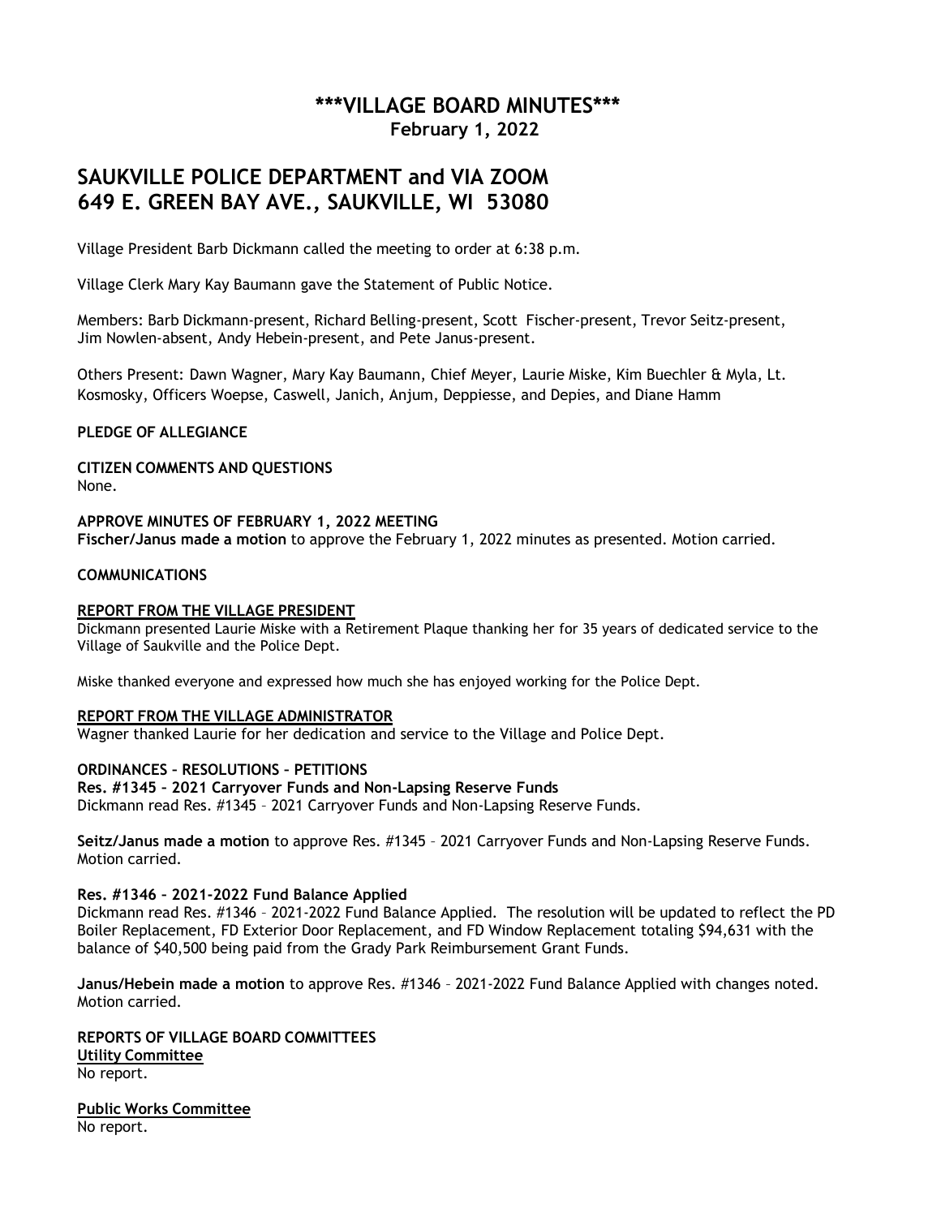# \*\*\*VILLAGE BOARD MINUTES\*\*\*

**February 1, 2022**

## SAUKVILLE POLICE DEPARTMENT and VIA ZOOM
## 649 E. GREEN BAY AVE., SAUKVILLE, WI 53080

Village President Barb Dickmann called the meeting to order at 6:38 p.m.

Village Clerk Mary Kay Baumann gave the Statement of Public Notice.

Members: Barb Dickmann-present, Richard Belling-present, Scott Fischer-present, Trevor Seitz-present, Jim Nowlen-absent, Andy Hebein-present, and Pete Janus-present.

Others Present: Dawn Wagner, Mary Kay Baumann, Chief Meyer, Laurie Miske, Kim Buechler & Myla, Lt. Kosmosky, Officers Woepse, Caswell, Janich, Anjum, Deppiesse, and Depies, and Diane Hamm

**PLEDGE OF ALLEGIANCE**

**CITIZEN COMMENTS AND QUESTIONS**
None.

**APPROVE MINUTES OF FEBRUARY 1, 2022 MEETING**
**Fischer/Janus made a motion** to approve the February 1, 2022 minutes as presented. Motion carried.

**COMMUNICATIONS**

**REPORT FROM THE VILLAGE PRESIDENT**
Dickmann presented Laurie Miske with a Retirement Plaque thanking her for 35 years of dedicated service to the Village of Saukville and the Police Dept.

Miske thanked everyone and expressed how much she has enjoyed working for the Police Dept.

**REPORT FROM THE VILLAGE ADMINISTRATOR**
Wagner thanked Laurie for her dedication and service to the Village and Police Dept.

**ORDINANCES – RESOLUTIONS – PETITIONS**
**Res. #1345 – 2021 Carryover Funds and Non-Lapsing Reserve Funds**
Dickmann read Res. #1345 – 2021 Carryover Funds and Non-Lapsing Reserve Funds.

**Seitz/Janus made a motion** to approve Res. #1345 – 2021 Carryover Funds and Non-Lapsing Reserve Funds. Motion carried.

**Res. #1346 – 2021-2022 Fund Balance Applied**
Dickmann read Res. #1346 – 2021-2022 Fund Balance Applied. The resolution will be updated to reflect the PD Boiler Replacement, FD Exterior Door Replacement, and FD Window Replacement totaling $94,631 with the balance of $40,500 being paid from the Grady Park Reimbursement Grant Funds.

**Janus/Hebein made a motion** to approve Res. #1346 – 2021-2022 Fund Balance Applied with changes noted. Motion carried.

**REPORTS OF VILLAGE BOARD COMMITTEES**
**Utility Committee**
No report.

**Public Works Committee**
No report.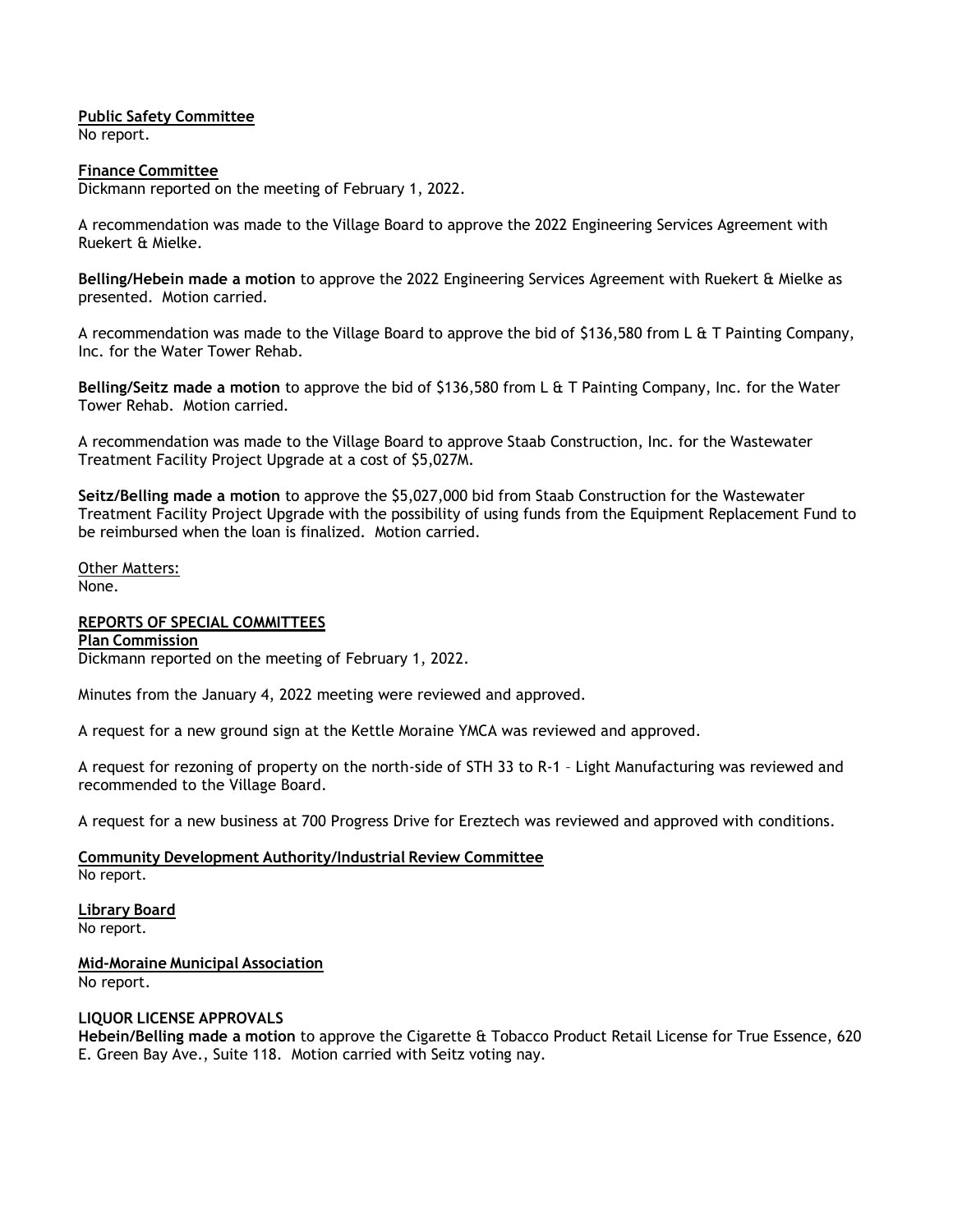**Public Safety Committee**
No report.

**Finance Committee**
Dickmann reported on the meeting of February 1, 2022.

A recommendation was made to the Village Board to approve the 2022 Engineering Services Agreement with Ruekert & Mielke.

**Belling/Hebein made a motion** to approve the 2022 Engineering Services Agreement with Ruekert & Mielke as presented. Motion carried.

A recommendation was made to the Village Board to approve the bid of $136,580 from L & T Painting Company, Inc. for the Water Tower Rehab.

**Belling/Seitz made a motion** to approve the bid of $136,580 from L & T Painting Company, Inc. for the Water Tower Rehab. Motion carried.

A recommendation was made to the Village Board to approve Staab Construction, Inc. for the Wastewater Treatment Facility Project Upgrade at a cost of $5,027M.

**Seitz/Belling made a motion** to approve the $5,027,000 bid from Staab Construction for the Wastewater Treatment Facility Project Upgrade with the possibility of using funds from the Equipment Replacement Fund to be reimbursed when the loan is finalized. Motion carried.

Other Matters:
None.

**REPORTS OF SPECIAL COMMITTEES**

**Plan Commission**
Dickmann reported on the meeting of February 1, 2022.

Minutes from the January 4, 2022 meeting were reviewed and approved.

A request for a new ground sign at the Kettle Moraine YMCA was reviewed and approved.

A request for rezoning of property on the north-side of STH 33 to R-1 – Light Manufacturing was reviewed and recommended to the Village Board.

A request for a new business at 700 Progress Drive for Ereztech was reviewed and approved with conditions.

**Community Development Authority/Industrial Review Committee**
No report.

**Library Board**
No report.

**Mid-Moraine Municipal Association**
No report.

**LIQUOR LICENSE APPROVALS**
**Hebein/Belling made a motion** to approve the Cigarette & Tobacco Product Retail License for True Essence, 620 E. Green Bay Ave., Suite 118. Motion carried with Seitz voting nay.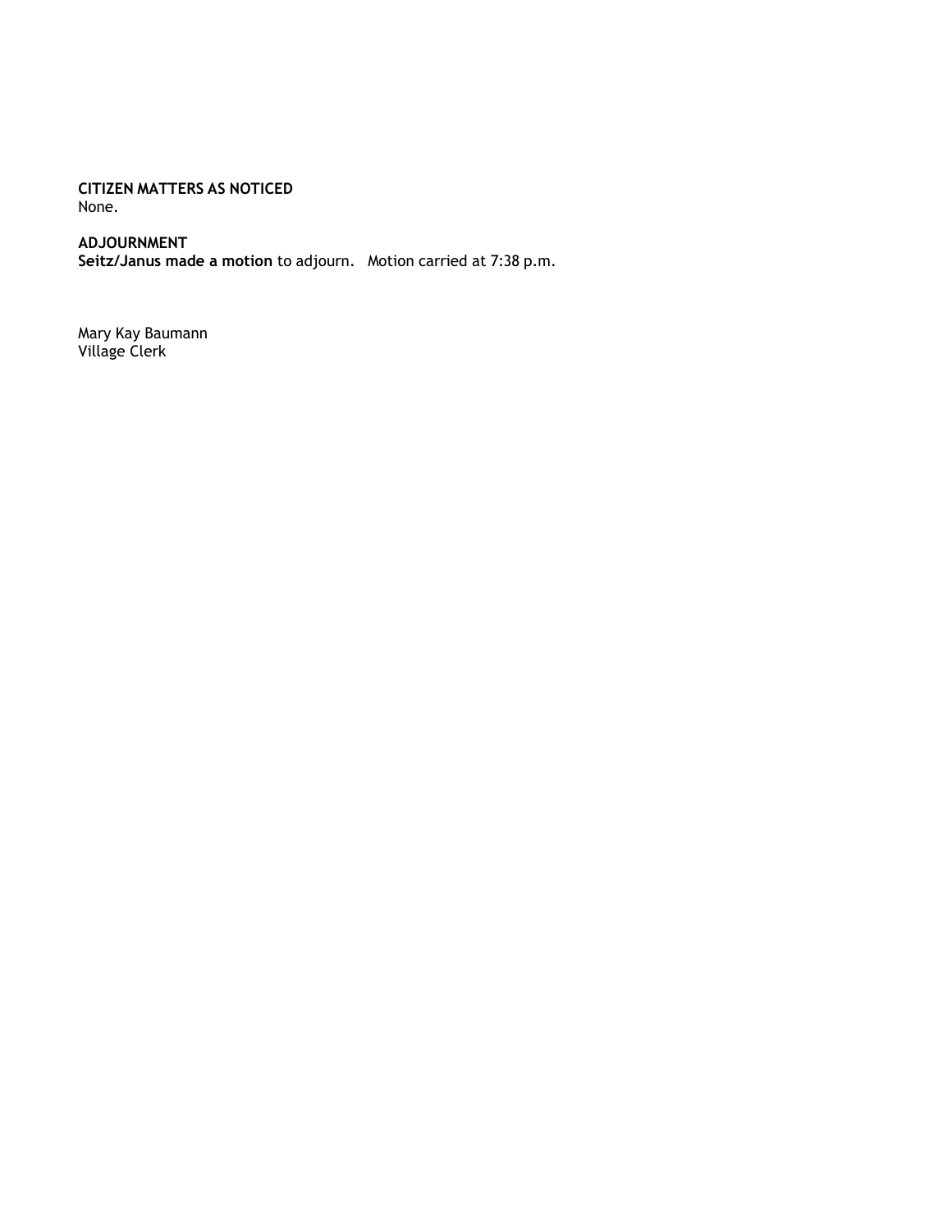**CITIZEN MATTERS AS NOTICED**
None.

**ADJOURNMENT**
**Seitz/Janus made a motion** to adjourn. Motion carried at 7:38 p.m.

Mary Kay Baumann
Village Clerk